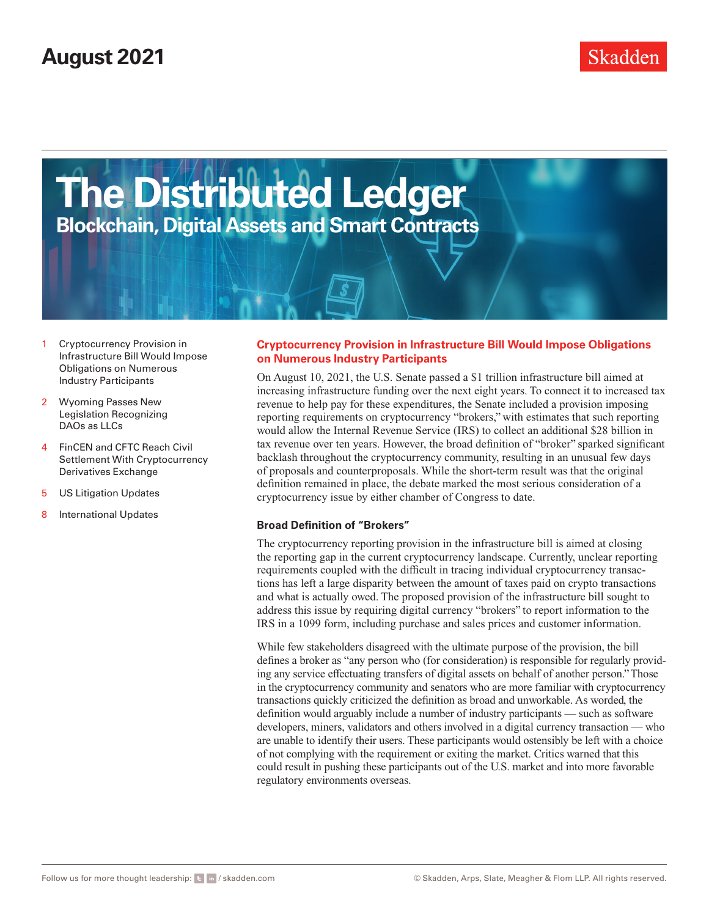August 2021

Skadden

# The Distributed Ledger

## Blockchain, Digital Assets and Smart Contracts

1 Cryptocurrency Provision in Infrastructure Bill Would Impose Obligations on Numerous Industry Participants

2 Wyoming Passes New Legislation Recognizing DAOs as LLCs

4 FinCEN and CFTC Reach Civil Settlement With Cryptocurrency Derivatives Exchange

5 US Litigation Updates

8 International Updates

## Cryptocurrency Provision in Infrastructure Bill Would Impose Obligations on Numerous Industry Participants

On August 10, 2021, the U.S. Senate passed a $1 trillion infrastructure bill aimed at increasing infrastructure funding over the next eight years. To connect it to increased tax revenue to help pay for these expenditures, the Senate included a provision imposing reporting requirements on cryptocurrency "brokers," with estimates that such reporting would allow the Internal Revenue Service (IRS) to collect an additional $28 billion in tax revenue over ten years. However, the broad definition of "broker" sparked significant backlash throughout the cryptocurrency community, resulting in an unusual few days of proposals and counterproposals. While the short-term result was that the original definition remained in place, the debate marked the most serious consideration of a cryptocurrency issue by either chamber of Congress to date.

### Broad Definition of "Brokers"

The cryptocurrency reporting provision in the infrastructure bill is aimed at closing the reporting gap in the current cryptocurrency landscape. Currently, unclear reporting requirements coupled with the difficult in tracing individual cryptocurrency transactions has left a large disparity between the amount of taxes paid on crypto transactions and what is actually owed. The proposed provision of the infrastructure bill sought to address this issue by requiring digital currency "brokers" to report information to the IRS in a 1099 form, including purchase and sales prices and customer information.

While few stakeholders disagreed with the ultimate purpose of the provision, the bill defines a broker as "any person who (for consideration) is responsible for regularly providing any service effectuating transfers of digital assets on behalf of another person." Those in the cryptocurrency community and senators who are more familiar with cryptocurrency transactions quickly criticized the definition as broad and unworkable. As worded, the definition would arguably include a number of industry participants — such as software developers, miners, validators and others involved in a digital currency transaction — who are unable to identify their users. These participants would ostensibly be left with a choice of not complying with the requirement or exiting the market. Critics warned that this could result in pushing these participants out of the U.S. market and into more favorable regulatory environments overseas.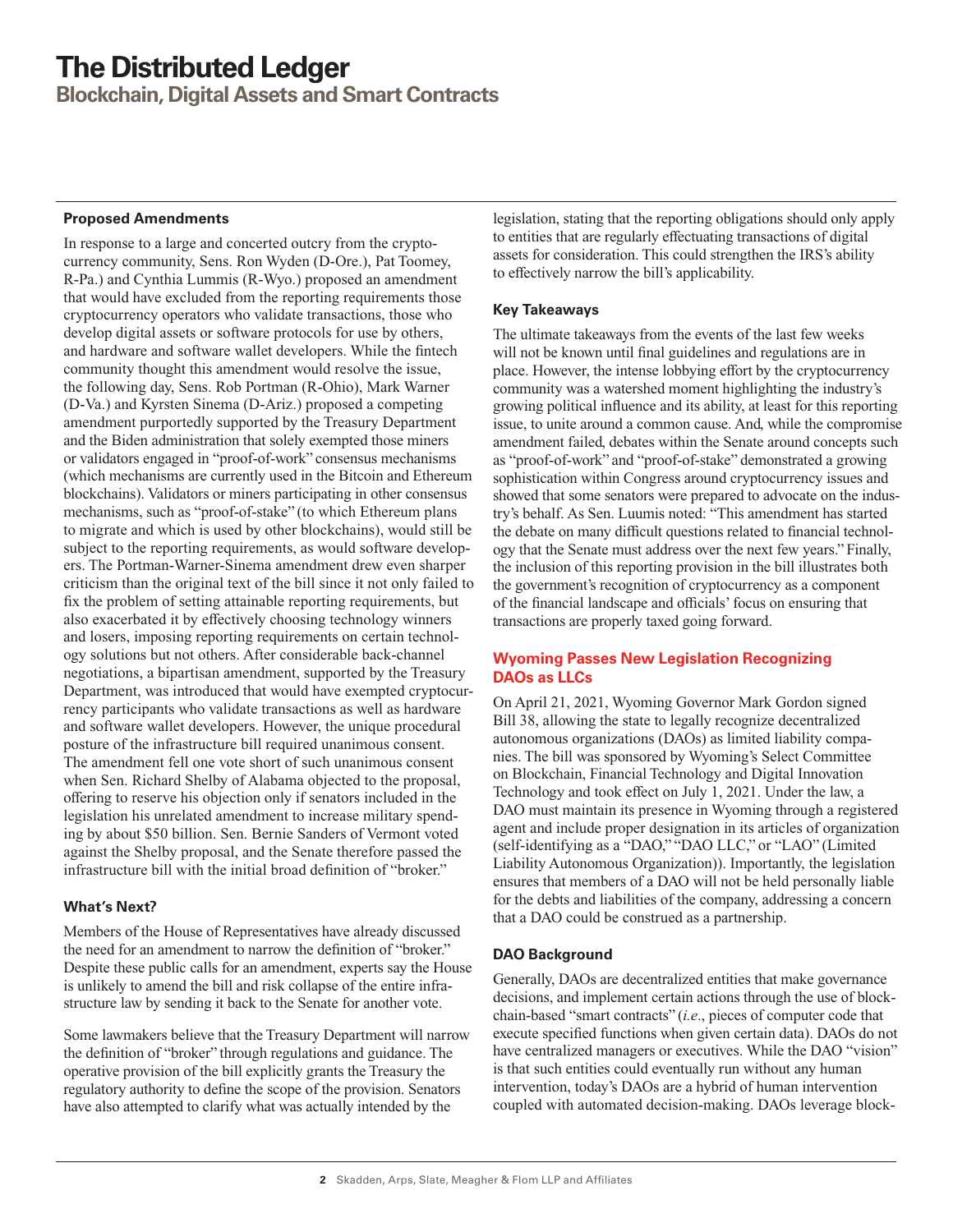#### Proposed Amendments

In response to a large and concerted outcry from the cryptocurrency community, Sens. Ron Wyden (D-Ore.), Pat Toomey, R-Pa.) and Cynthia Lummis (R-Wyo.) proposed an amendment that would have excluded from the reporting requirements those cryptocurrency operators who validate transactions, those who develop digital assets or software protocols for use by others, and hardware and software wallet developers. While the fintech community thought this amendment would resolve the issue, the following day, Sens. Rob Portman (R-Ohio), Mark Warner (D-Va.) and Kyrsten Sinema (D-Ariz.) proposed a competing amendment purportedly supported by the Treasury Department and the Biden administration that solely exempted those miners or validators engaged in "proof-of-work" consensus mechanisms (which mechanisms are currently used in the Bitcoin and Ethereum blockchains). Validators or miners participating in other consensus mechanisms, such as "proof-of-stake" (to which Ethereum plans to migrate and which is used by other blockchains), would still be subject to the reporting requirements, as would software developers. The Portman-Warner-Sinema amendment drew even sharper criticism than the original text of the bill since it not only failed to fix the problem of setting attainable reporting requirements, but also exacerbated it by effectively choosing technology winners and losers, imposing reporting requirements on certain technology solutions but not others. After considerable back-channel negotiations, a bipartisan amendment, supported by the Treasury Department, was introduced that would have exempted cryptocurrency participants who validate transactions as well as hardware and software wallet developers. However, the unique procedural posture of the infrastructure bill required unanimous consent. The amendment fell one vote short of such unanimous consent when Sen. Richard Shelby of Alabama objected to the proposal, offering to reserve his objection only if senators included in the legislation his unrelated amendment to increase military spending by about $50 billion. Sen. Bernie Sanders of Vermont voted against the Shelby proposal, and the Senate therefore passed the infrastructure bill with the initial broad definition of "broker."

#### What's Next?

Members of the House of Representatives have already discussed the need for an amendment to narrow the definition of "broker." Despite these public calls for an amendment, experts say the House is unlikely to amend the bill and risk collapse of the entire infrastructure law by sending it back to the Senate for another vote.

Some lawmakers believe that the Treasury Department will narrow the definition of "broker" through regulations and guidance. The operative provision of the bill explicitly grants the Treasury the regulatory authority to define the scope of the provision. Senators have also attempted to clarify what was actually intended by the legislation, stating that the reporting obligations should only apply to entities that are regularly effectuating transactions of digital assets for consideration. This could strengthen the IRS's ability to effectively narrow the bill's applicability.

#### Key Takeaways

The ultimate takeaways from the events of the last few weeks will not be known until final guidelines and regulations are in place. However, the intense lobbying effort by the cryptocurrency community was a watershed moment highlighting the industry's growing political influence and its ability, at least for this reporting issue, to unite around a common cause. And, while the compromise amendment failed, debates within the Senate around concepts such as "proof-of-work" and "proof-of-stake" demonstrated a growing sophistication within Congress around cryptocurrency issues and showed that some senators were prepared to advocate on the industry's behalf. As Sen. Luumis noted: "This amendment has started the debate on many difficult questions related to financial technology that the Senate must address over the next few years." Finally, the inclusion of this reporting provision in the bill illustrates both the government's recognition of cryptocurrency as a component of the financial landscape and officials' focus on ensuring that transactions are properly taxed going forward.

### Wyoming Passes New Legislation Recognizing DAOs as LLCs

On April 21, 2021, Wyoming Governor Mark Gordon signed Bill 38, allowing the state to legally recognize decentralized autonomous organizations (DAOs) as limited liability companies. The bill was sponsored by Wyoming's Select Committee on Blockchain, Financial Technology and Digital Innovation Technology and took effect on July 1, 2021. Under the law, a DAO must maintain its presence in Wyoming through a registered agent and include proper designation in its articles of organization (self-identifying as a "DAO," "DAO LLC," or "LAO" (Limited Liability Autonomous Organization)). Importantly, the legislation ensures that members of a DAO will not be held personally liable for the debts and liabilities of the company, addressing a concern that a DAO could be construed as a partnership.

#### DAO Background

Generally, DAOs are decentralized entities that make governance decisions, and implement certain actions through the use of blockchain-based "smart contracts" (*i.e*., pieces of computer code that execute specified functions when given certain data). DAOs do not have centralized managers or executives. While the DAO "vision" is that such entities could eventually run without any human intervention, today's DAOs are a hybrid of human intervention coupled with automated decision-making. DAOs leverage block-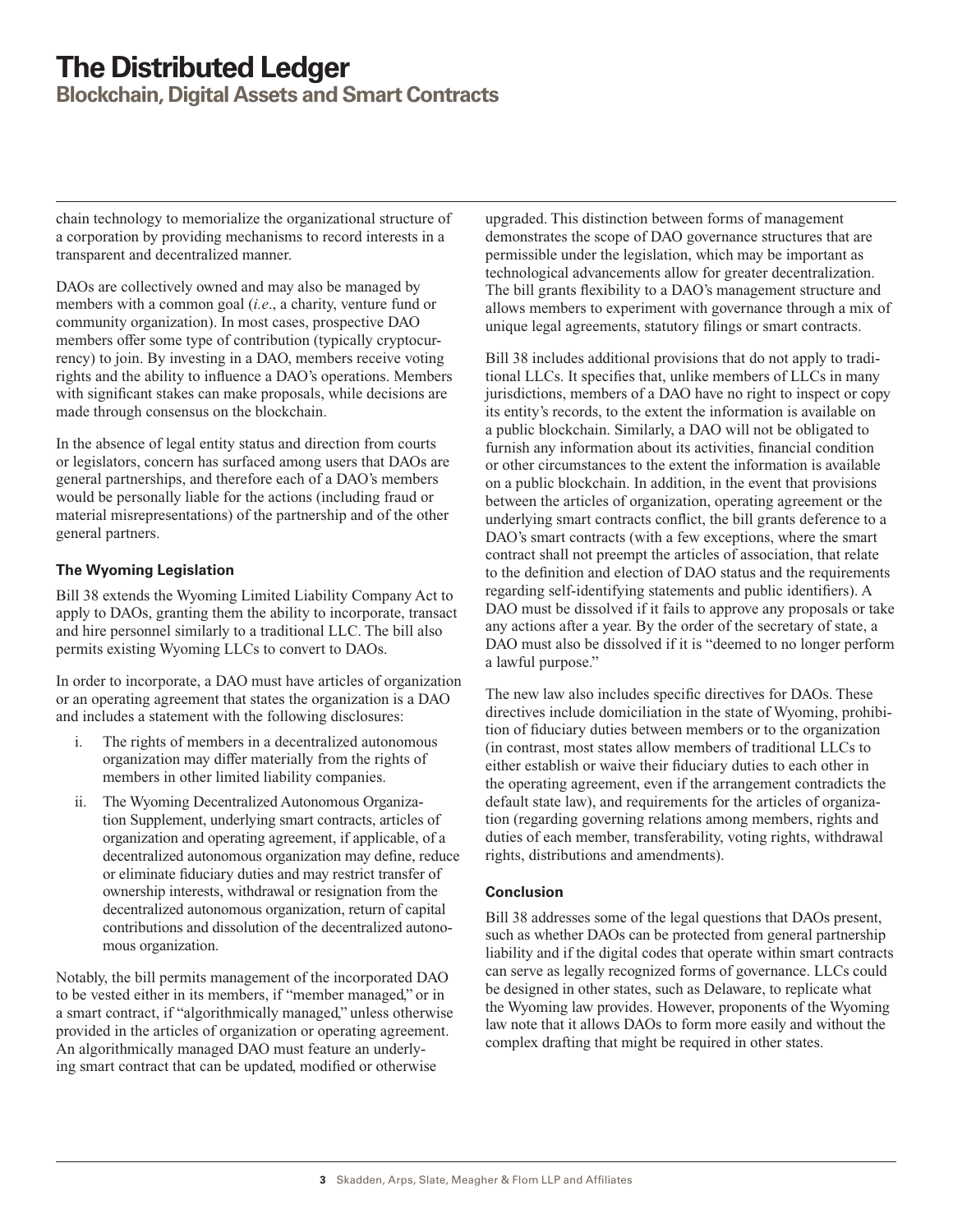chain technology to memorialize the organizational structure of a corporation by providing mechanisms to record interests in a transparent and decentralized manner.

DAOs are collectively owned and may also be managed by members with a common goal (*i.e.*, a charity, venture fund or community organization). In most cases, prospective DAO members offer some type of contribution (typically cryptocurrency) to join. By investing in a DAO, members receive voting rights and the ability to influence a DAO's operations. Members with significant stakes can make proposals, while decisions are made through consensus on the blockchain.

In the absence of legal entity status and direction from courts or legislators, concern has surfaced among users that DAOs are general partnerships, and therefore each of a DAO's members would be personally liable for the actions (including fraud or material misrepresentations) of the partnership and of the other general partners.

### The Wyoming Legislation

Bill 38 extends the Wyoming Limited Liability Company Act to apply to DAOs, granting them the ability to incorporate, transact and hire personnel similarly to a traditional LLC. The bill also permits existing Wyoming LLCs to convert to DAOs.

In order to incorporate, a DAO must have articles of organization or an operating agreement that states the organization is a DAO and includes a statement with the following disclosures:

i. The rights of members in a decentralized autonomous organization may differ materially from the rights of members in other limited liability companies.

ii. The Wyoming Decentralized Autonomous Organization Supplement, underlying smart contracts, articles of organization and operating agreement, if applicable, of a decentralized autonomous organization may define, reduce or eliminate fiduciary duties and may restrict transfer of ownership interests, withdrawal or resignation from the decentralized autonomous organization, return of capital contributions and dissolution of the decentralized autonomous organization.

Notably, the bill permits management of the incorporated DAO to be vested either in its members, if "member managed," or in a smart contract, if "algorithmically managed," unless otherwise provided in the articles of organization or operating agreement. An algorithmically managed DAO must feature an underlying smart contract that can be updated, modified or otherwise upgraded. This distinction between forms of management demonstrates the scope of DAO governance structures that are permissible under the legislation, which may be important as technological advancements allow for greater decentralization. The bill grants flexibility to a DAO's management structure and allows members to experiment with governance through a mix of unique legal agreements, statutory filings or smart contracts.

Bill 38 includes additional provisions that do not apply to traditional LLCs. It specifies that, unlike members of LLCs in many jurisdictions, members of a DAO have no right to inspect or copy its entity's records, to the extent the information is available on a public blockchain. Similarly, a DAO will not be obligated to furnish any information about its activities, financial condition or other circumstances to the extent the information is available on a public blockchain. In addition, in the event that provisions between the articles of organization, operating agreement or the underlying smart contracts conflict, the bill grants deference to a DAO's smart contracts (with a few exceptions, where the smart contract shall not preempt the articles of association, that relate to the definition and election of DAO status and the requirements regarding self-identifying statements and public identifiers). A DAO must be dissolved if it fails to approve any proposals or take any actions after a year. By the order of the secretary of state, a DAO must also be dissolved if it is "deemed to no longer perform a lawful purpose."

The new law also includes specific directives for DAOs. These directives include domiciliation in the state of Wyoming, prohibition of fiduciary duties between members or to the organization (in contrast, most states allow members of traditional LLCs to either establish or waive their fiduciary duties to each other in the operating agreement, even if the arrangement contradicts the default state law), and requirements for the articles of organization (regarding governing relations among members, rights and duties of each member, transferability, voting rights, withdrawal rights, distributions and amendments).

### Conclusion

Bill 38 addresses some of the legal questions that DAOs present, such as whether DAOs can be protected from general partnership liability and if the digital codes that operate within smart contracts can serve as legally recognized forms of governance. LLCs could be designed in other states, such as Delaware, to replicate what the Wyoming law provides. However, proponents of the Wyoming law note that it allows DAOs to form more easily and without the complex drafting that might be required in other states.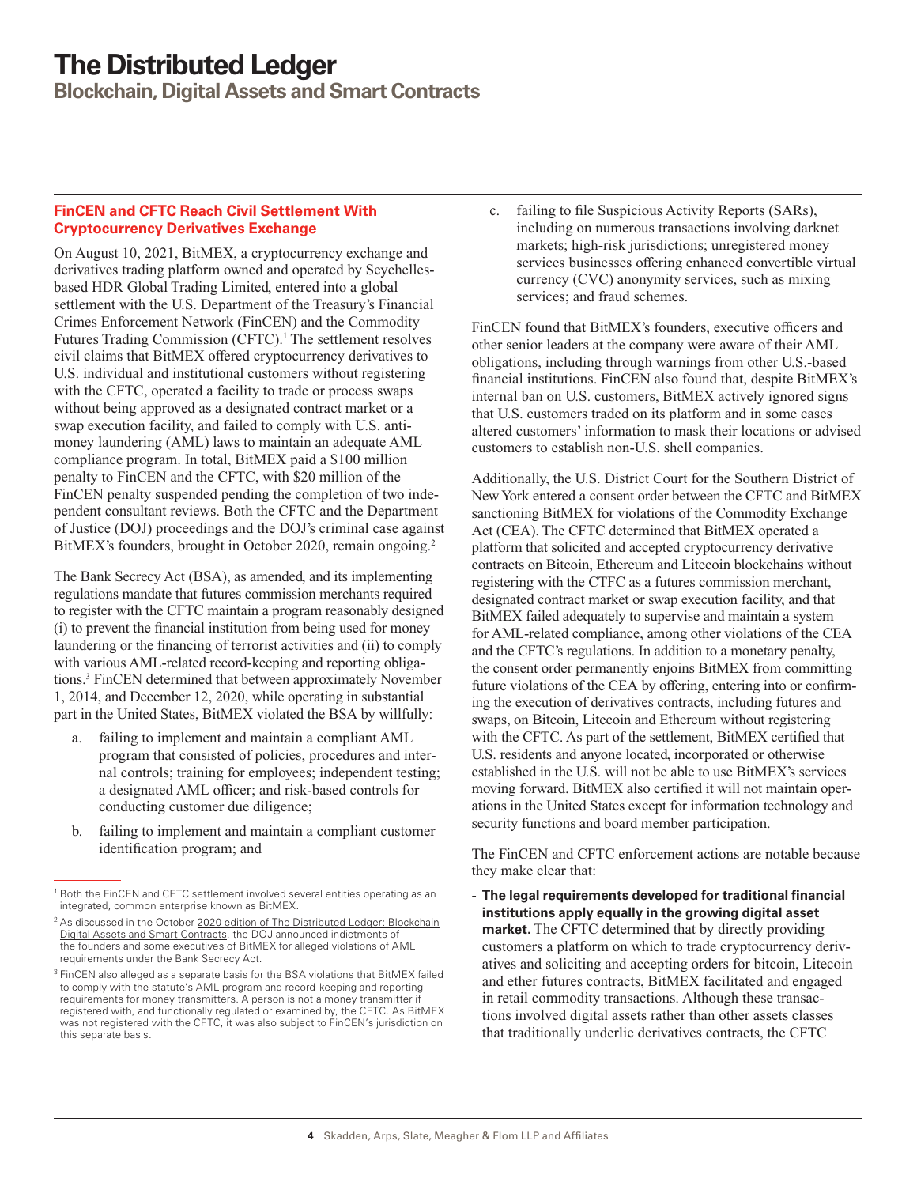## FinCEN and CFTC Reach Civil Settlement With Cryptocurrency Derivatives Exchange

On August 10, 2021, BitMEX, a cryptocurrency exchange and derivatives trading platform owned and operated by Seychelles-based HDR Global Trading Limited, entered into a global settlement with the U.S. Department of the Treasury's Financial Crimes Enforcement Network (FinCEN) and the Commodity Futures Trading Commission (CFTC).[1] The settlement resolves civil claims that BitMEX offered cryptocurrency derivatives to U.S. individual and institutional customers without registering with the CFTC, operated a facility to trade or process swaps without being approved as a designated contract market or a swap execution facility, and failed to comply with U.S. anti-money laundering (AML) laws to maintain an adequate AML compliance program. In total, BitMEX paid a $100 million penalty to FinCEN and the CFTC, with $20 million of the FinCEN penalty suspended pending the completion of two independent consultant reviews. Both the CFTC and the Department of Justice (DOJ) proceedings and the DOJ's criminal case against BitMEX's founders, brought in October 2020, remain ongoing.[2]

The Bank Secrecy Act (BSA), as amended, and its implementing regulations mandate that futures commission merchants required to register with the CFTC maintain a program reasonably designed (i) to prevent the financial institution from being used for money laundering or the financing of terrorist activities and (ii) to comply with various AML-related record-keeping and reporting obligations.[3] FinCEN determined that between approximately November 1, 2014, and December 12, 2020, while operating in substantial part in the United States, BitMEX violated the BSA by willfully:

a. failing to implement and maintain a compliant AML program that consisted of policies, procedures and internal controls; training for employees; independent testing; a designated AML officer; and risk-based controls for conducting customer due diligence;

b. failing to implement and maintain a compliant customer identification program; and

c. failing to file Suspicious Activity Reports (SARs), including on numerous transactions involving darknet markets; high-risk jurisdictions; unregistered money services businesses offering enhanced convertible virtual currency (CVC) anonymity services, such as mixing services; and fraud schemes.

FinCEN found that BitMEX's founders, executive officers and other senior leaders at the company were aware of their AML obligations, including through warnings from other U.S.-based financial institutions. FinCEN also found that, despite BitMEX's internal ban on U.S. customers, BitMEX actively ignored signs that U.S. customers traded on its platform and in some cases altered customers' information to mask their locations or advised customers to establish non-U.S. shell companies.

Additionally, the U.S. District Court for the Southern District of New York entered a consent order between the CFTC and BitMEX sanctioning BitMEX for violations of the Commodity Exchange Act (CEA). The CFTC determined that BitMEX operated a platform that solicited and accepted cryptocurrency derivative contracts on Bitcoin, Ethereum and Litecoin blockchains without registering with the CTFC as a futures commission merchant, designated contract market or swap execution facility, and that BitMEX failed adequately to supervise and maintain a system for AML-related compliance, among other violations of the CEA and the CFTC's regulations. In addition to a monetary penalty, the consent order permanently enjoins BitMEX from committing future violations of the CEA by offering, entering into or confirming the execution of derivatives contracts, including futures and swaps, on Bitcoin, Litecoin and Ethereum without registering with the CFTC. As part of the settlement, BitMEX certified that U.S. residents and anyone located, incorporated or otherwise established in the U.S. will not be able to use BitMEX's services moving forward. BitMEX also certified it will not maintain operations in the United States except for information technology and security functions and board member participation.

The FinCEN and CFTC enforcement actions are notable because they make clear that:

- **The legal requirements developed for traditional financial institutions apply equally in the growing digital asset market.** The CFTC determined that by directly providing customers a platform on which to trade cryptocurrency derivatives and soliciting and accepting orders for bitcoin, Litecoin and ether futures contracts, BitMEX facilitated and engaged in retail commodity transactions. Although these transactions involved digital assets rather than other assets classes that traditionally underlie derivatives contracts, the CFTC

---

[1] Both the FinCEN and CFTC settlement involved several entities operating as an integrated, common enterprise known as BitMEX.

[2] As discussed in the October 2020 edition of The Distributed Ledger: Blockchain Digital Assets and Smart Contracts, the DOJ announced indictments of the founders and some executives of BitMEX for alleged violations of AML requirements under the Bank Secrecy Act.

[3] FinCEN also alleged as a separate basis for the BSA violations that BitMEX failed to comply with the statute's AML program and record-keeping and reporting requirements for money transmitters. A person is not a money transmitter if registered with, and functionally regulated or examined by, the CFTC. As BitMEX was not registered with the CFTC, it was also subject to FinCEN's jurisdiction on this separate basis.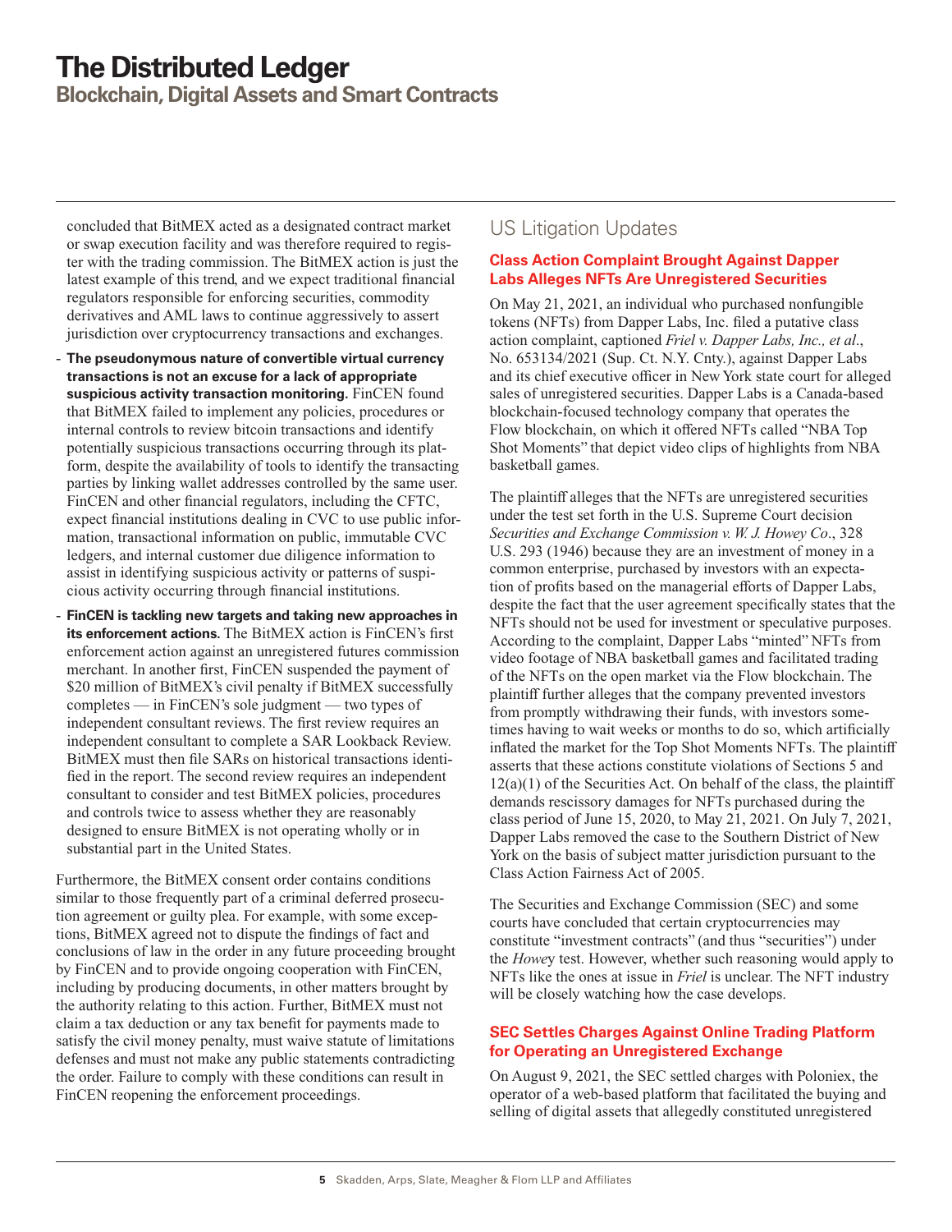concluded that BitMEX acted as a designated contract market or swap execution facility and was therefore required to register with the trading commission. The BitMEX action is just the latest example of this trend, and we expect traditional financial regulators responsible for enforcing securities, commodity derivatives and AML laws to continue aggressively to assert jurisdiction over cryptocurrency transactions and exchanges.

- **The pseudonymous nature of convertible virtual currency transactions is not an excuse for a lack of appropriate suspicious activity transaction monitoring.** FinCEN found that BitMEX failed to implement any policies, procedures or internal controls to review bitcoin transactions and identify potentially suspicious transactions occurring through its platform, despite the availability of tools to identify the transacting parties by linking wallet addresses controlled by the same user. FinCEN and other financial regulators, including the CFTC, expect financial institutions dealing in CVC to use public information, transactional information on public, immutable CVC ledgers, and internal customer due diligence information to assist in identifying suspicious activity or patterns of suspicious activity occurring through financial institutions.
- **FinCEN is tackling new targets and taking new approaches in its enforcement actions.** The BitMEX action is FinCEN's first enforcement action against an unregistered futures commission merchant. In another first, FinCEN suspended the payment of $20 million of BitMEX's civil penalty if BitMEX successfully completes — in FinCEN's sole judgment — two types of independent consultant reviews. The first review requires an independent consultant to complete a SAR Lookback Review. BitMEX must then file SARs on historical transactions identified in the report. The second review requires an independent consultant to consider and test BitMEX policies, procedures and controls twice to assess whether they are reasonably designed to ensure BitMEX is not operating wholly or in substantial part in the United States.

Furthermore, the BitMEX consent order contains conditions similar to those frequently part of a criminal deferred prosecution agreement or guilty plea. For example, with some exceptions, BitMEX agreed not to dispute the findings of fact and conclusions of law in the order in any future proceeding brought by FinCEN and to provide ongoing cooperation with FinCEN, including by producing documents, in other matters brought by the authority relating to this action. Further, BitMEX must not claim a tax deduction or any tax benefit for payments made to satisfy the civil money penalty, must waive statute of limitations defenses and must not make any public statements contradicting the order. Failure to comply with these conditions can result in FinCEN reopening the enforcement proceedings.

## US Litigation Updates

### Class Action Complaint Brought Against Dapper Labs Alleges NFTs Are Unregistered Securities

On May 21, 2021, an individual who purchased nonfungible tokens (NFTs) from Dapper Labs, Inc. filed a putative class action complaint, captioned *Friel v. Dapper Labs, Inc., et al*., No. 653134/2021 (Sup. Ct. N.Y. Cnty.), against Dapper Labs and its chief executive officer in New York state court for alleged sales of unregistered securities. Dapper Labs is a Canada-based blockchain-focused technology company that operates the Flow blockchain, on which it offered NFTs called "NBA Top Shot Moments" that depict video clips of highlights from NBA basketball games.

The plaintiff alleges that the NFTs are unregistered securities under the test set forth in the U.S. Supreme Court decision *Securities and Exchange Commission v. W. J. Howey Co*., 328 U.S. 293 (1946) because they are an investment of money in a common enterprise, purchased by investors with an expectation of profits based on the managerial efforts of Dapper Labs, despite the fact that the user agreement specifically states that the NFTs should not be used for investment or speculative purposes. According to the complaint, Dapper Labs "minted" NFTs from video footage of NBA basketball games and facilitated trading of the NFTs on the open market via the Flow blockchain. The plaintiff further alleges that the company prevented investors from promptly withdrawing their funds, with investors sometimes having to wait weeks or months to do so, which artificially inflated the market for the Top Shot Moments NFTs. The plaintiff asserts that these actions constitute violations of Sections 5 and 12(a)(1) of the Securities Act. On behalf of the class, the plaintiff demands rescissory damages for NFTs purchased during the class period of June 15, 2020, to May 21, 2021. On July 7, 2021, Dapper Labs removed the case to the Southern District of New York on the basis of subject matter jurisdiction pursuant to the Class Action Fairness Act of 2005.

The Securities and Exchange Commission (SEC) and some courts have concluded that certain cryptocurrencies may constitute "investment contracts" (and thus "securities") under the *Howey* test. However, whether such reasoning would apply to NFTs like the ones at issue in *Friel* is unclear. The NFT industry will be closely watching how the case develops.

### SEC Settles Charges Against Online Trading Platform for Operating an Unregistered Exchange

On August 9, 2021, the SEC settled charges with Poloniex, the operator of a web-based platform that facilitated the buying and selling of digital assets that allegedly constituted unregistered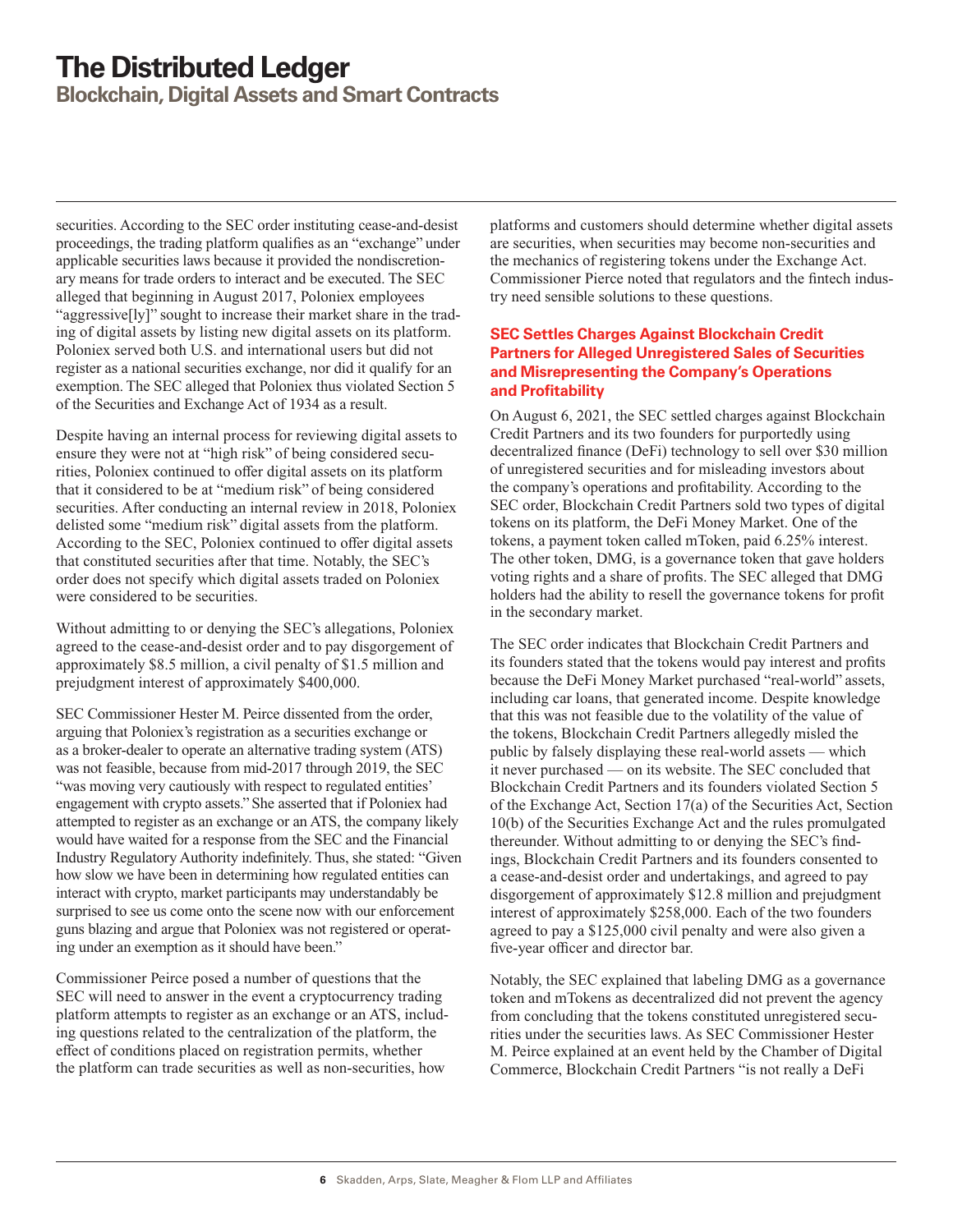securities. According to the SEC order instituting cease-and-desist proceedings, the trading platform qualifies as an "exchange" under applicable securities laws because it provided the nondiscretionary means for trade orders to interact and be executed. The SEC alleged that beginning in August 2017, Poloniex employees "aggressive[ly]" sought to increase their market share in the trading of digital assets by listing new digital assets on its platform. Poloniex served both U.S. and international users but did not register as a national securities exchange, nor did it qualify for an exemption. The SEC alleged that Poloniex thus violated Section 5 of the Securities and Exchange Act of 1934 as a result.

Despite having an internal process for reviewing digital assets to ensure they were not at "high risk" of being considered securities, Poloniex continued to offer digital assets on its platform that it considered to be at "medium risk" of being considered securities. After conducting an internal review in 2018, Poloniex delisted some "medium risk" digital assets from the platform. According to the SEC, Poloniex continued to offer digital assets that constituted securities after that time. Notably, the SEC's order does not specify which digital assets traded on Poloniex were considered to be securities.

Without admitting to or denying the SEC's allegations, Poloniex agreed to the cease-and-desist order and to pay disgorgement of approximately $8.5 million, a civil penalty of $1.5 million and prejudgment interest of approximately $400,000.

SEC Commissioner Hester M. Peirce dissented from the order, arguing that Poloniex's registration as a securities exchange or as a broker-dealer to operate an alternative trading system (ATS) was not feasible, because from mid-2017 through 2019, the SEC "was moving very cautiously with respect to regulated entities' engagement with crypto assets." She asserted that if Poloniex had attempted to register as an exchange or an ATS, the company likely would have waited for a response from the SEC and the Financial Industry Regulatory Authority indefinitely. Thus, she stated: "Given how slow we have been in determining how regulated entities can interact with crypto, market participants may understandably be surprised to see us come onto the scene now with our enforcement guns blazing and argue that Poloniex was not registered or operating under an exemption as it should have been."

Commissioner Peirce posed a number of questions that the SEC will need to answer in the event a cryptocurrency trading platform attempts to register as an exchange or an ATS, including questions related to the centralization of the platform, the effect of conditions placed on registration permits, whether the platform can trade securities as well as non-securities, how platforms and customers should determine whether digital assets are securities, when securities may become non-securities and the mechanics of registering tokens under the Exchange Act. Commissioner Pierce noted that regulators and the fintech industry need sensible solutions to these questions.

### SEC Settles Charges Against Blockchain Credit Partners for Alleged Unregistered Sales of Securities and Misrepresenting the Company's Operations and Profitability

On August 6, 2021, the SEC settled charges against Blockchain Credit Partners and its two founders for purportedly using decentralized finance (DeFi) technology to sell over $30 million of unregistered securities and for misleading investors about the company's operations and profitability. According to the SEC order, Blockchain Credit Partners sold two types of digital tokens on its platform, the DeFi Money Market. One of the tokens, a payment token called mToken, paid 6.25% interest. The other token, DMG, is a governance token that gave holders voting rights and a share of profits. The SEC alleged that DMG holders had the ability to resell the governance tokens for profit in the secondary market.

The SEC order indicates that Blockchain Credit Partners and its founders stated that the tokens would pay interest and profits because the DeFi Money Market purchased "real-world" assets, including car loans, that generated income. Despite knowledge that this was not feasible due to the volatility of the value of the tokens, Blockchain Credit Partners allegedly misled the public by falsely displaying these real-world assets — which it never purchased — on its website. The SEC concluded that Blockchain Credit Partners and its founders violated Section 5 of the Exchange Act, Section 17(a) of the Securities Act, Section 10(b) of the Securities Exchange Act and the rules promulgated thereunder. Without admitting to or denying the SEC's findings, Blockchain Credit Partners and its founders consented to a cease-and-desist order and undertakings, and agreed to pay disgorgement of approximately $12.8 million and prejudgment interest of approximately $258,000. Each of the two founders agreed to pay a $125,000 civil penalty and were also given a five-year officer and director bar.

Notably, the SEC explained that labeling DMG as a governance token and mTokens as decentralized did not prevent the agency from concluding that the tokens constituted unregistered securities under the securities laws. As SEC Commissioner Hester M. Peirce explained at an event held by the Chamber of Digital Commerce, Blockchain Credit Partners "is not really a DeFi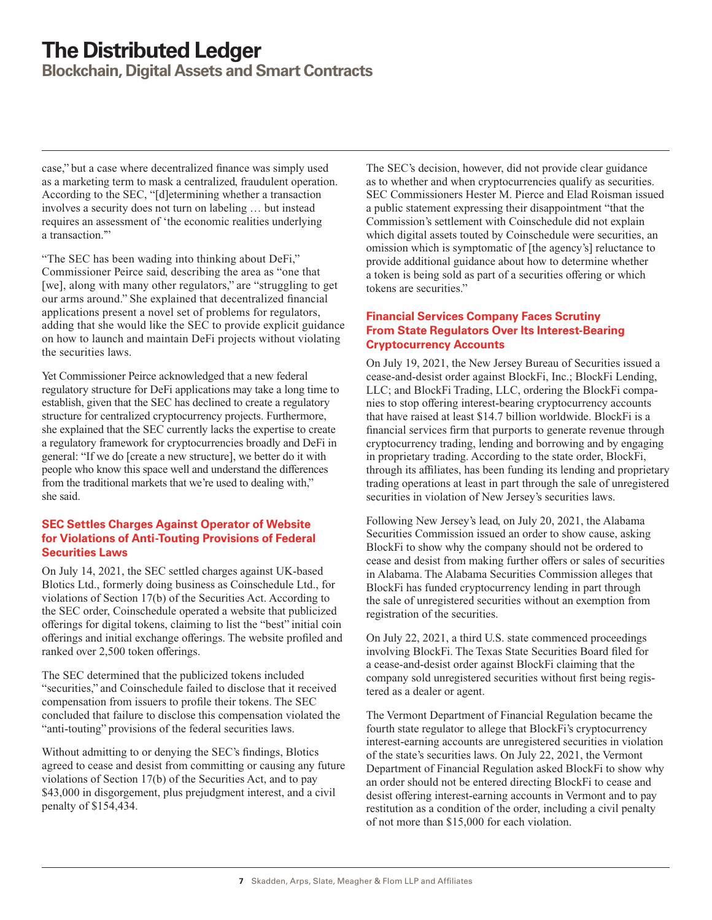case," but a case where decentralized finance was simply used as a marketing term to mask a centralized, fraudulent operation. According to the SEC, "[d]etermining whether a transaction involves a security does not turn on labeling … but instead requires an assessment of 'the economic realities underlying a transaction.'"

"The SEC has been wading into thinking about DeFi," Commissioner Peirce said, describing the area as "one that [we], along with many other regulators," are "struggling to get our arms around." She explained that decentralized financial applications present a novel set of problems for regulators, adding that she would like the SEC to provide explicit guidance on how to launch and maintain DeFi projects without violating the securities laws.

Yet Commissioner Peirce acknowledged that a new federal regulatory structure for DeFi applications may take a long time to establish, given that the SEC has declined to create a regulatory structure for centralized cryptocurrency projects. Furthermore, she explained that the SEC currently lacks the expertise to create a regulatory framework for cryptocurrencies broadly and DeFi in general: "If we do [create a new structure], we better do it with people who know this space well and understand the differences from the traditional markets that we're used to dealing with," she said.

### SEC Settles Charges Against Operator of Website for Violations of Anti-Touting Provisions of Federal Securities Laws

On July 14, 2021, the SEC settled charges against UK-based Blotics Ltd., formerly doing business as Coinschedule Ltd., for violations of Section 17(b) of the Securities Act. According to the SEC order, Coinschedule operated a website that publicized offerings for digital tokens, claiming to list the "best" initial coin offerings and initial exchange offerings. The website profiled and ranked over 2,500 token offerings.

The SEC determined that the publicized tokens included "securities," and Coinschedule failed to disclose that it received compensation from issuers to profile their tokens. The SEC concluded that failure to disclose this compensation violated the "anti-touting" provisions of the federal securities laws.

Without admitting to or denying the SEC's findings, Blotics agreed to cease and desist from committing or causing any future violations of Section 17(b) of the Securities Act, and to pay $43,000 in disgorgement, plus prejudgment interest, and a civil penalty of $154,434.

The SEC's decision, however, did not provide clear guidance as to whether and when cryptocurrencies qualify as securities. SEC Commissioners Hester M. Pierce and Elad Roisman issued a public statement expressing their disappointment "that the Commission's settlement with Coinschedule did not explain which digital assets touted by Coinschedule were securities, an omission which is symptomatic of [the agency's] reluctance to provide additional guidance about how to determine whether a token is being sold as part of a securities offering or which tokens are securities."

### Financial Services Company Faces Scrutiny From State Regulators Over Its Interest-Bearing Cryptocurrency Accounts

On July 19, 2021, the New Jersey Bureau of Securities issued a cease-and-desist order against BlockFi, Inc.; BlockFi Lending, LLC; and BlockFi Trading, LLC, ordering the BlockFi companies to stop offering interest-bearing cryptocurrency accounts that have raised at least $14.7 billion worldwide. BlockFi is a financial services firm that purports to generate revenue through cryptocurrency trading, lending and borrowing and by engaging in proprietary trading. According to the state order, BlockFi, through its affiliates, has been funding its lending and proprietary trading operations at least in part through the sale of unregistered securities in violation of New Jersey's securities laws.

Following New Jersey's lead, on July 20, 2021, the Alabama Securities Commission issued an order to show cause, asking BlockFi to show why the company should not be ordered to cease and desist from making further offers or sales of securities in Alabama. The Alabama Securities Commission alleges that BlockFi has funded cryptocurrency lending in part through the sale of unregistered securities without an exemption from registration of the securities.

On July 22, 2021, a third U.S. state commenced proceedings involving BlockFi. The Texas State Securities Board filed for a cease-and-desist order against BlockFi claiming that the company sold unregistered securities without first being registered as a dealer or agent.

The Vermont Department of Financial Regulation became the fourth state regulator to allege that BlockFi's cryptocurrency interest-earning accounts are unregistered securities in violation of the state's securities laws. On July 22, 2021, the Vermont Department of Financial Regulation asked BlockFi to show why an order should not be entered directing BlockFi to cease and desist offering interest-earning accounts in Vermont and to pay restitution as a condition of the order, including a civil penalty of not more than $15,000 for each violation.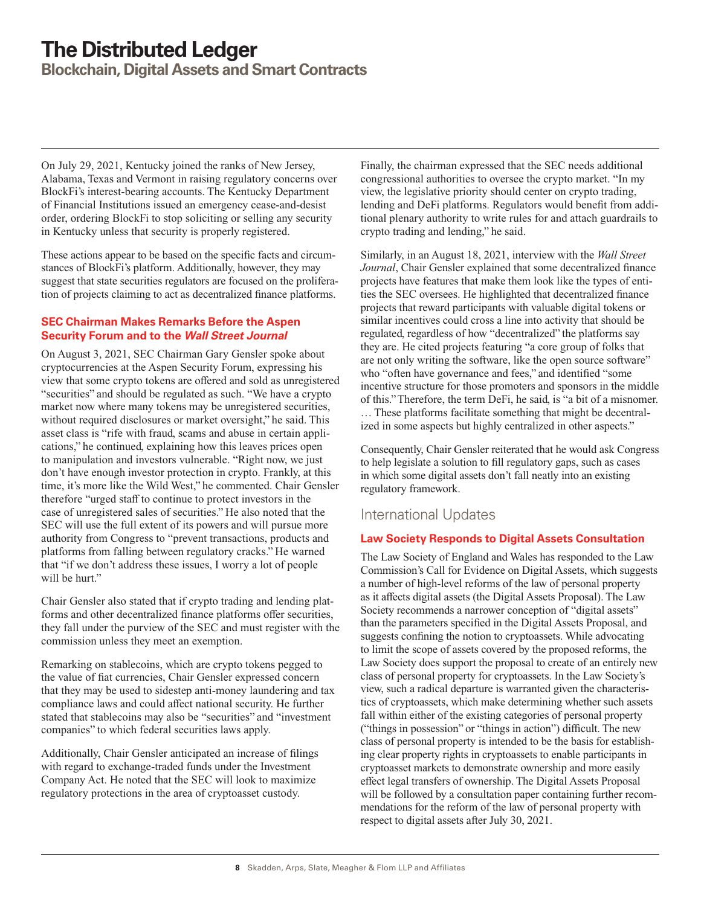On July 29, 2021, Kentucky joined the ranks of New Jersey, Alabama, Texas and Vermont in raising regulatory concerns over BlockFi's interest-bearing accounts. The Kentucky Department of Financial Institutions issued an emergency cease-and-desist order, ordering BlockFi to stop soliciting or selling any security in Kentucky unless that security is properly registered.

These actions appear to be based on the specific facts and circumstances of BlockFi's platform. Additionally, however, they may suggest that state securities regulators are focused on the proliferation of projects claiming to act as decentralized finance platforms.

### SEC Chairman Makes Remarks Before the Aspen Security Forum and to the *Wall Street Journal*

On August 3, 2021, SEC Chairman Gary Gensler spoke about cryptocurrencies at the Aspen Security Forum, expressing his view that some crypto tokens are offered and sold as unregistered "securities" and should be regulated as such. "We have a crypto market now where many tokens may be unregistered securities, without required disclosures or market oversight," he said. This asset class is "rife with fraud, scams and abuse in certain applications," he continued, explaining how this leaves prices open to manipulation and investors vulnerable. "Right now, we just don't have enough investor protection in crypto. Frankly, at this time, it's more like the Wild West," he commented. Chair Gensler therefore "urged staff to continue to protect investors in the case of unregistered sales of securities." He also noted that the SEC will use the full extent of its powers and will pursue more authority from Congress to "prevent transactions, products and platforms from falling between regulatory cracks." He warned that "if we don't address these issues, I worry a lot of people will be hurt."

Chair Gensler also stated that if crypto trading and lending platforms and other decentralized finance platforms offer securities, they fall under the purview of the SEC and must register with the commission unless they meet an exemption.

Remarking on stablecoins, which are crypto tokens pegged to the value of fiat currencies, Chair Gensler expressed concern that they may be used to sidestep anti-money laundering and tax compliance laws and could affect national security. He further stated that stablecoins may also be "securities" and "investment companies" to which federal securities laws apply.

Additionally, Chair Gensler anticipated an increase of filings with regard to exchange-traded funds under the Investment Company Act. He noted that the SEC will look to maximize regulatory protections in the area of cryptoasset custody.

Finally, the chairman expressed that the SEC needs additional congressional authorities to oversee the crypto market. "In my view, the legislative priority should center on crypto trading, lending and DeFi platforms. Regulators would benefit from additional plenary authority to write rules for and attach guardrails to crypto trading and lending," he said.

Similarly, in an August 18, 2021, interview with the *Wall Street Journal*, Chair Gensler explained that some decentralized finance projects have features that make them look like the types of entities the SEC oversees. He highlighted that decentralized finance projects that reward participants with valuable digital tokens or similar incentives could cross a line into activity that should be regulated, regardless of how "decentralized" the platforms say they are. He cited projects featuring "a core group of folks that are not only writing the software, like the open source software" who "often have governance and fees," and identified "some incentive structure for those promoters and sponsors in the middle of this." Therefore, the term DeFi, he said, is "a bit of a misnomer. … These platforms facilitate something that might be decentralized in some aspects but highly centralized in other aspects."

Consequently, Chair Gensler reiterated that he would ask Congress to help legislate a solution to fill regulatory gaps, such as cases in which some digital assets don't fall neatly into an existing regulatory framework.

## International Updates

### Law Society Responds to Digital Assets Consultation

The Law Society of England and Wales has responded to the Law Commission's Call for Evidence on Digital Assets, which suggests a number of high-level reforms of the law of personal property as it affects digital assets (the Digital Assets Proposal). The Law Society recommends a narrower conception of "digital assets" than the parameters specified in the Digital Assets Proposal, and suggests confining the notion to cryptoassets. While advocating to limit the scope of assets covered by the proposed reforms, the Law Society does support the proposal to create of an entirely new class of personal property for cryptoassets. In the Law Society's view, such a radical departure is warranted given the characteristics of cryptoassets, which make determining whether such assets fall within either of the existing categories of personal property ("things in possession" or "things in action") difficult. The new class of personal property is intended to be the basis for establishing clear property rights in cryptoassets to enable participants in cryptoasset markets to demonstrate ownership and more easily effect legal transfers of ownership. The Digital Assets Proposal will be followed by a consultation paper containing further recommendations for the reform of the law of personal property with respect to digital assets after July 30, 2021.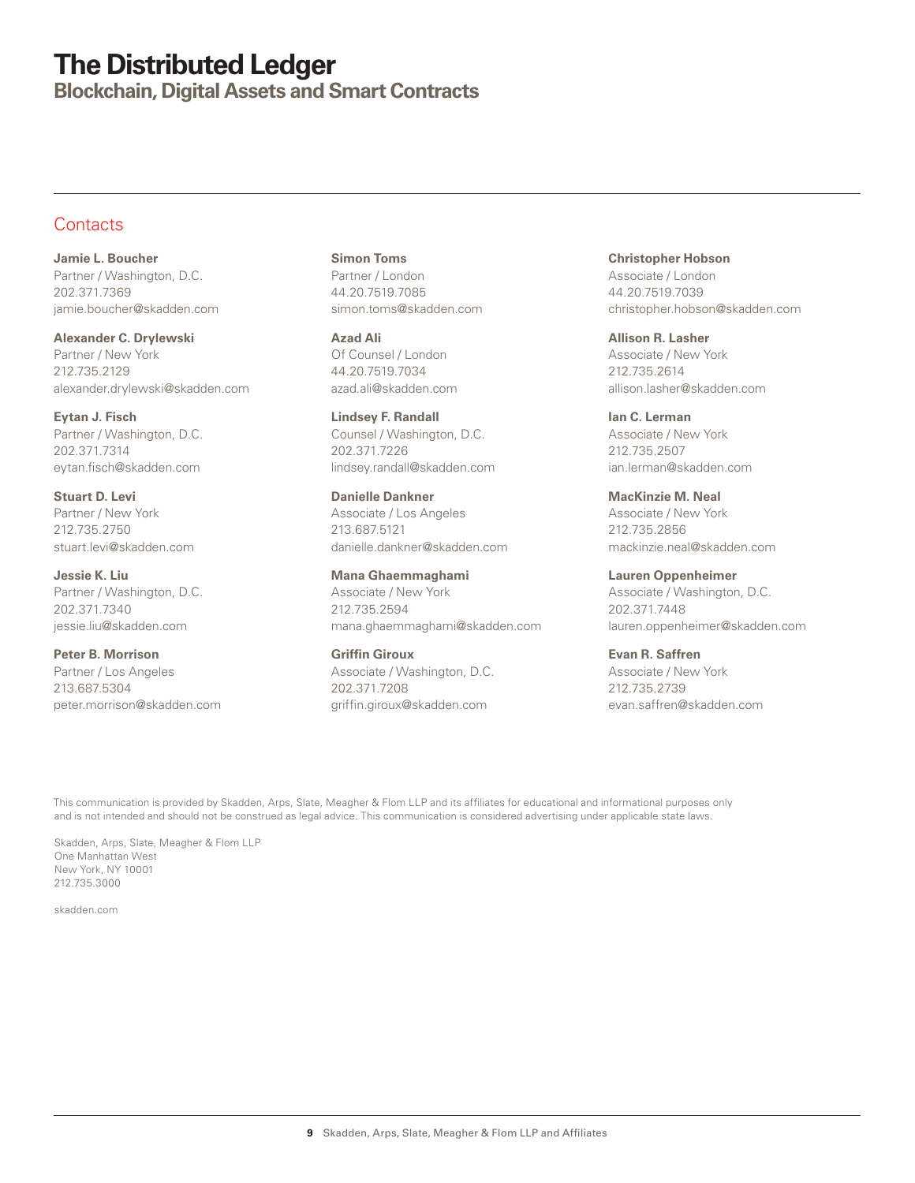# The Distributed Ledger

## Blockchain, Digital Assets and Smart Contracts

## Contacts

**Jamie L. Boucher**
Partner / Washington, D.C.
202.371.7369
jamie.boucher@skadden.com

**Alexander C. Drylewski**
Partner / New York
212.735.2129
alexander.drylewski@skadden.com

**Eytan J. Fisch**
Partner / Washington, D.C.
202.371.7314
eytan.fisch@skadden.com

**Stuart D. Levi**
Partner / New York
212.735.2750
stuart.levi@skadden.com

**Jessie K. Liu**
Partner / Washington, D.C.
202.371.7340
jessie.liu@skadden.com

**Peter B. Morrison**
Partner / Los Angeles
213.687.5304
peter.morrison@skadden.com

**Simon Toms**
Partner / London
44.20.7519.7085
simon.toms@skadden.com

**Azad Ali**
Of Counsel / London
44.20.7519.7034
azad.ali@skadden.com

**Lindsey F. Randall**
Counsel / Washington, D.C.
202.371.7226
lindsey.randall@skadden.com

**Danielle Dankner**
Associate / Los Angeles
213.687.5121
danielle.dankner@skadden.com

**Mana Ghaemmaghami**
Associate / New York
212.735.2594
mana.ghaemmaghami@skadden.com

**Griffin Giroux**
Associate / Washington, D.C.
202.371.7208
griffin.giroux@skadden.com

**Christopher Hobson**
Associate / London
44.20.7519.7039
christopher.hobson@skadden.com

**Allison R. Lasher**
Associate / New York
212.735.2614
allison.lasher@skadden.com

**Ian C. Lerman**
Associate / New York
212.735.2507
ian.lerman@skadden.com

**MacKinzie M. Neal**
Associate / New York
212.735.2856
mackinzie.neal@skadden.com

**Lauren Oppenheimer**
Associate / Washington, D.C.
202.371.7448
lauren.oppenheimer@skadden.com

**Evan R. Saffren**
Associate / New York
212.735.2739
evan.saffren@skadden.com

This communication is provided by Skadden, Arps, Slate, Meagher & Flom LLP and its affiliates for educational and informational purposes only and is not intended and should not be construed as legal advice. This communication is considered advertising under applicable state laws.

Skadden, Arps, Slate, Meagher & Flom LLP
One Manhattan West
New York, NY 10001
212.735.3000

skadden.com